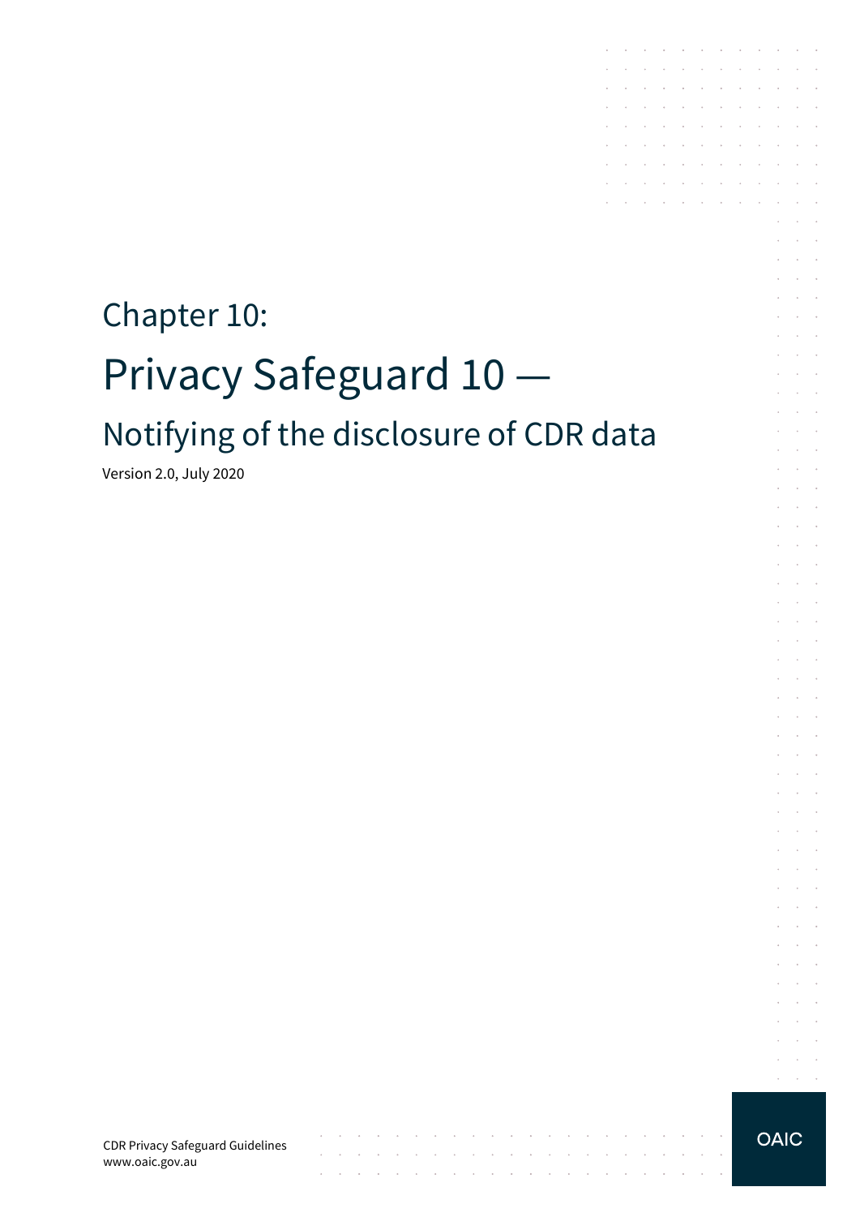# Chapter 10:

# Privacy Safeguard 10 —

## Notifying of the disclosure of CDR data

Version 2.0, July 2020

CDR Privacy Safeguard Guidelines
www.oaic.gov.au

OAIC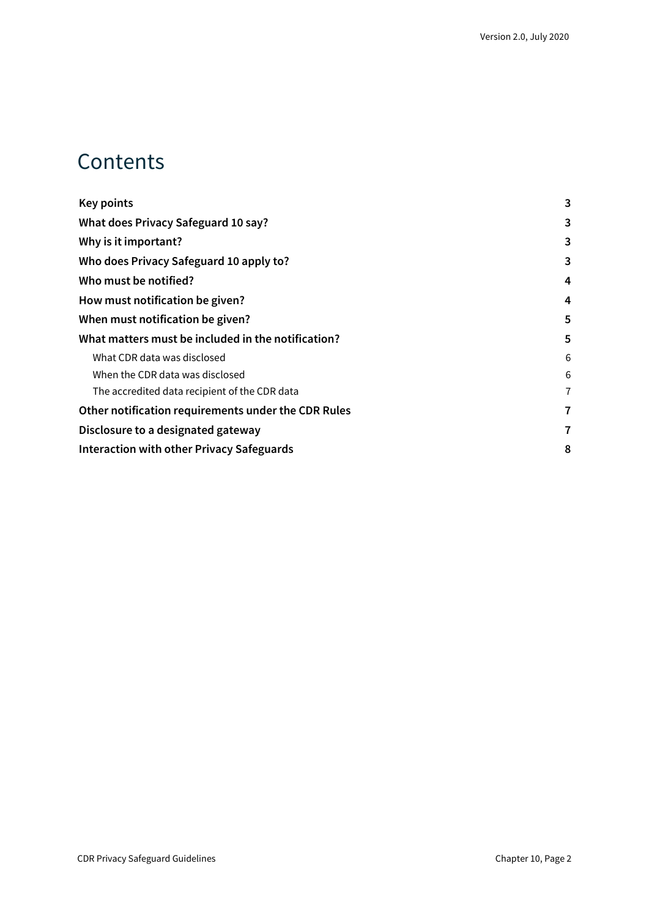# Contents

| | |
|---|---|
| **Key points** | **3** |
| **What does Privacy Safeguard 10 say?** | **3** |
| **Why is it important?** | **3** |
| **Who does Privacy Safeguard 10 apply to?** | **3** |
| **Who must be notified?** | **4** |
| **How must notification be given?** | **4** |
| **When must notification be given?** | **5** |
| **What matters must be included in the notification?** | **5** |
| What CDR data was disclosed | 6 |
| When the CDR data was disclosed | 6 |
| The accredited data recipient of the CDR data | 7 |
| **Other notification requirements under the CDR Rules** | **7** |
| **Disclosure to a designated gateway** | **7** |
| **Interaction with other Privacy Safeguards** | **8** |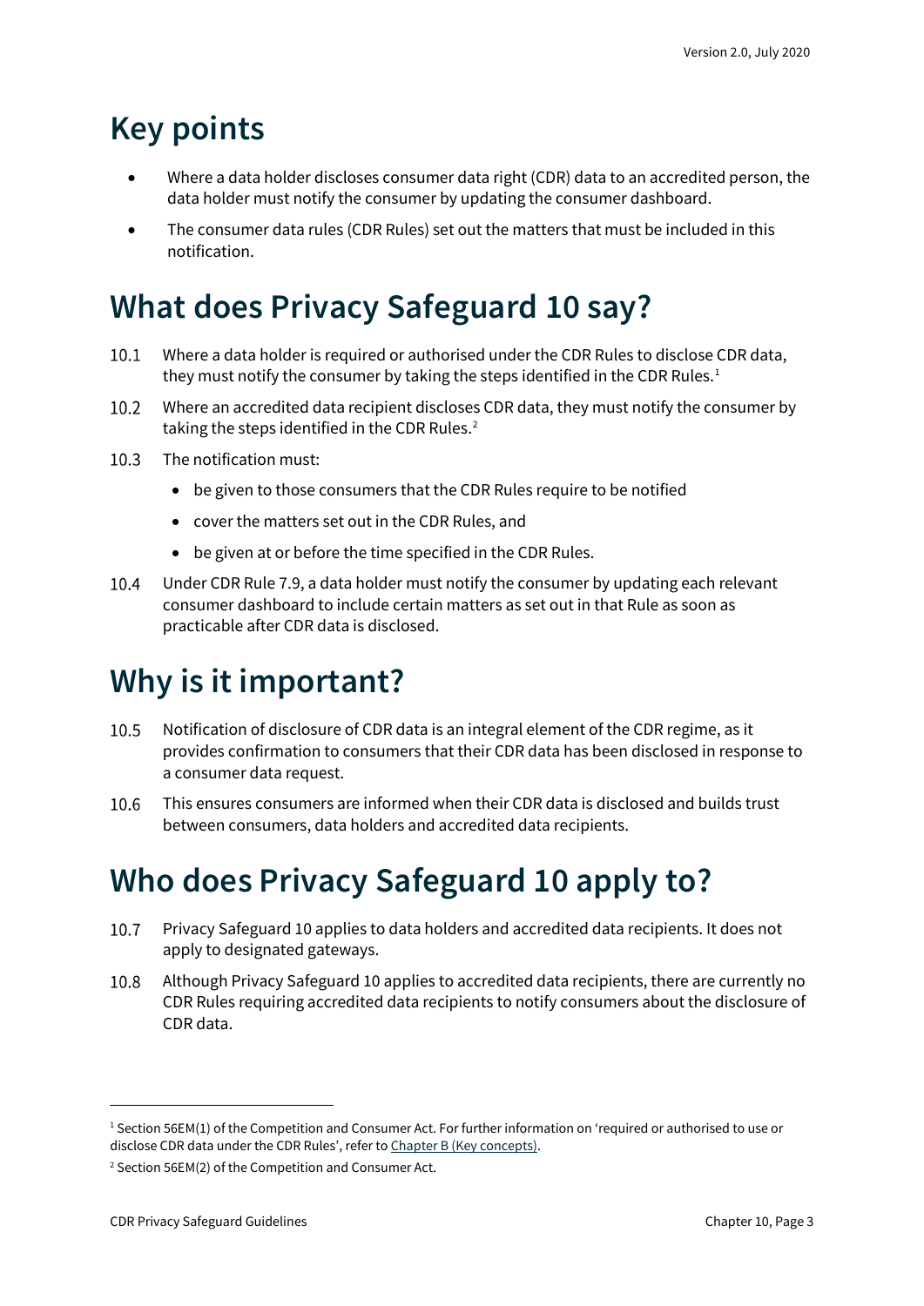## Key points

- Where a data holder discloses consumer data right (CDR) data to an accredited person, the data holder must notify the consumer by updating the consumer dashboard.
- The consumer data rules (CDR Rules) set out the matters that must be included in this notification.

## What does Privacy Safeguard 10 say?

10.1 Where a data holder is required or authorised under the CDR Rules to disclose CDR data, they must notify the consumer by taking the steps identified in the CDR Rules.[1]

10.2 Where an accredited data recipient discloses CDR data, they must notify the consumer by taking the steps identified in the CDR Rules.[2]

10.3 The notification must:

- be given to those consumers that the CDR Rules require to be notified
- cover the matters set out in the CDR Rules, and
- be given at or before the time specified in the CDR Rules.

10.4 Under CDR Rule 7.9, a data holder must notify the consumer by updating each relevant consumer dashboard to include certain matters as set out in that Rule as soon as practicable after CDR data is disclosed.

## Why is it important?

10.5 Notification of disclosure of CDR data is an integral element of the CDR regime, as it provides confirmation to consumers that their CDR data has been disclosed in response to a consumer data request.

10.6 This ensures consumers are informed when their CDR data is disclosed and builds trust between consumers, data holders and accredited data recipients.

## Who does Privacy Safeguard 10 apply to?

10.7 Privacy Safeguard 10 applies to data holders and accredited data recipients. It does not apply to designated gateways.

10.8 Although Privacy Safeguard 10 applies to accredited data recipients, there are currently no CDR Rules requiring accredited data recipients to notify consumers about the disclosure of CDR data.

---

[1] Section 56EM(1) of the Competition and Consumer Act. For further information on 'required or authorised to use or disclose CDR data under the CDR Rules', refer to Chapter B (Key concepts).

[2] Section 56EM(2) of the Competition and Consumer Act.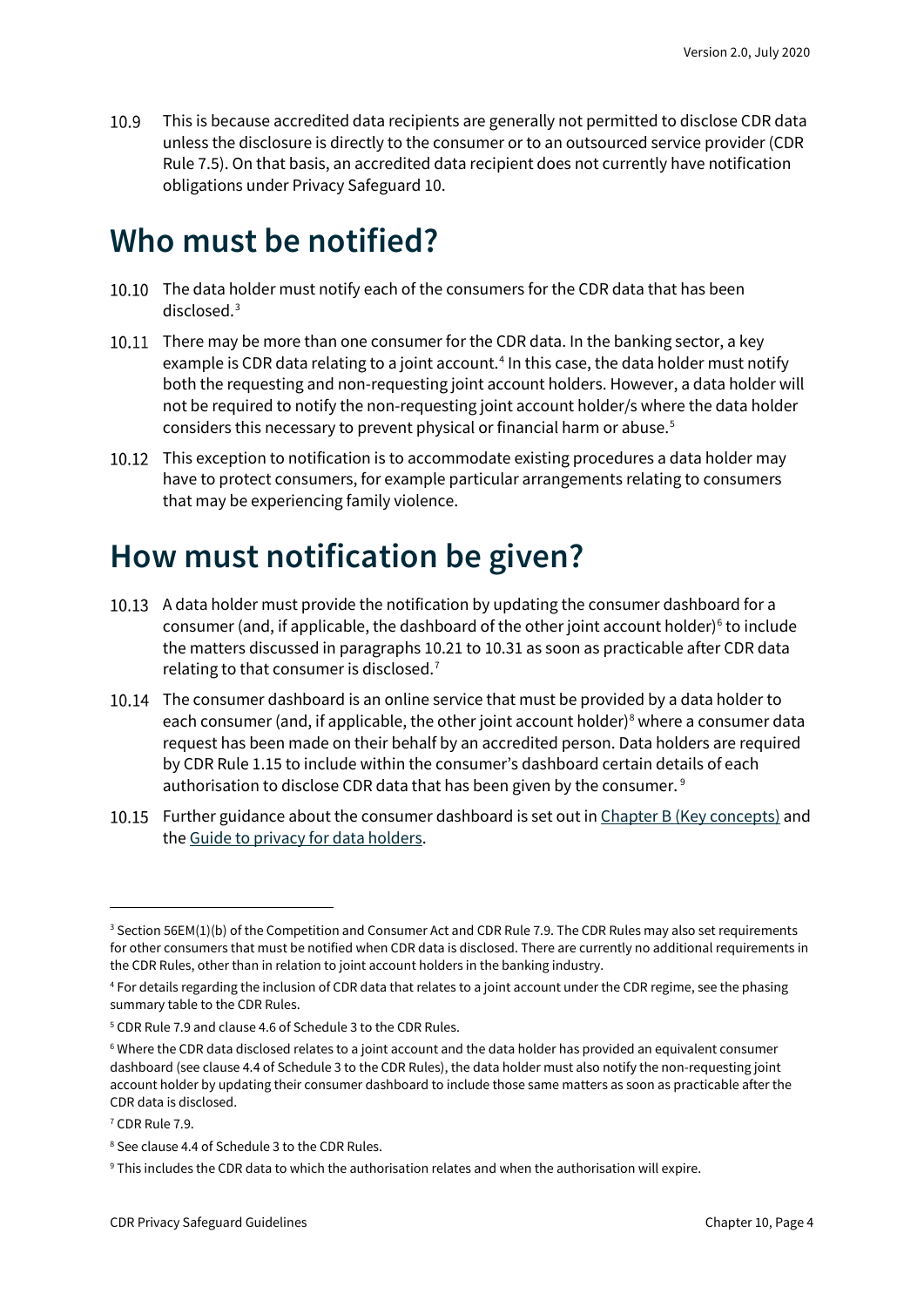10.9 This is because accredited data recipients are generally not permitted to disclose CDR data unless the disclosure is directly to the consumer or to an outsourced service provider (CDR Rule 7.5). On that basis, an accredited data recipient does not currently have notification obligations under Privacy Safeguard 10.

# Who must be notified?

10.10 The data holder must notify each of the consumers for the CDR data that has been disclosed.[3]

10.11 There may be more than one consumer for the CDR data. In the banking sector, a key example is CDR data relating to a joint account.[4] In this case, the data holder must notify both the requesting and non-requesting joint account holders. However, a data holder will not be required to notify the non-requesting joint account holder/s where the data holder considers this necessary to prevent physical or financial harm or abuse.[5]

10.12 This exception to notification is to accommodate existing procedures a data holder may have to protect consumers, for example particular arrangements relating to consumers that may be experiencing family violence.

# How must notification be given?

10.13 A data holder must provide the notification by updating the consumer dashboard for a consumer (and, if applicable, the dashboard of the other joint account holder)[6] to include the matters discussed in paragraphs 10.21 to 10.31 as soon as practicable after CDR data relating to that consumer is disclosed.[7]

10.14 The consumer dashboard is an online service that must be provided by a data holder to each consumer (and, if applicable, the other joint account holder)[8] where a consumer data request has been made on their behalf by an accredited person. Data holders are required by CDR Rule 1.15 to include within the consumer's dashboard certain details of each authorisation to disclose CDR data that has been given by the consumer.[9]

10.15 Further guidance about the consumer dashboard is set out in Chapter B (Key concepts) and the Guide to privacy for data holders.

---

[3] Section 56EM(1)(b) of the Competition and Consumer Act and CDR Rule 7.9. The CDR Rules may also set requirements for other consumers that must be notified when CDR data is disclosed. There are currently no additional requirements in the CDR Rules, other than in relation to joint account holders in the banking industry.

[4] For details regarding the inclusion of CDR data that relates to a joint account under the CDR regime, see the phasing summary table to the CDR Rules.

[5] CDR Rule 7.9 and clause 4.6 of Schedule 3 to the CDR Rules.

[6] Where the CDR data disclosed relates to a joint account and the data holder has provided an equivalent consumer dashboard (see clause 4.4 of Schedule 3 to the CDR Rules), the data holder must also notify the non-requesting joint account holder by updating their consumer dashboard to include those same matters as soon as practicable after the CDR data is disclosed.

[7] CDR Rule 7.9.

[8] See clause 4.4 of Schedule 3 to the CDR Rules.

[9] This includes the CDR data to which the authorisation relates and when the authorisation will expire.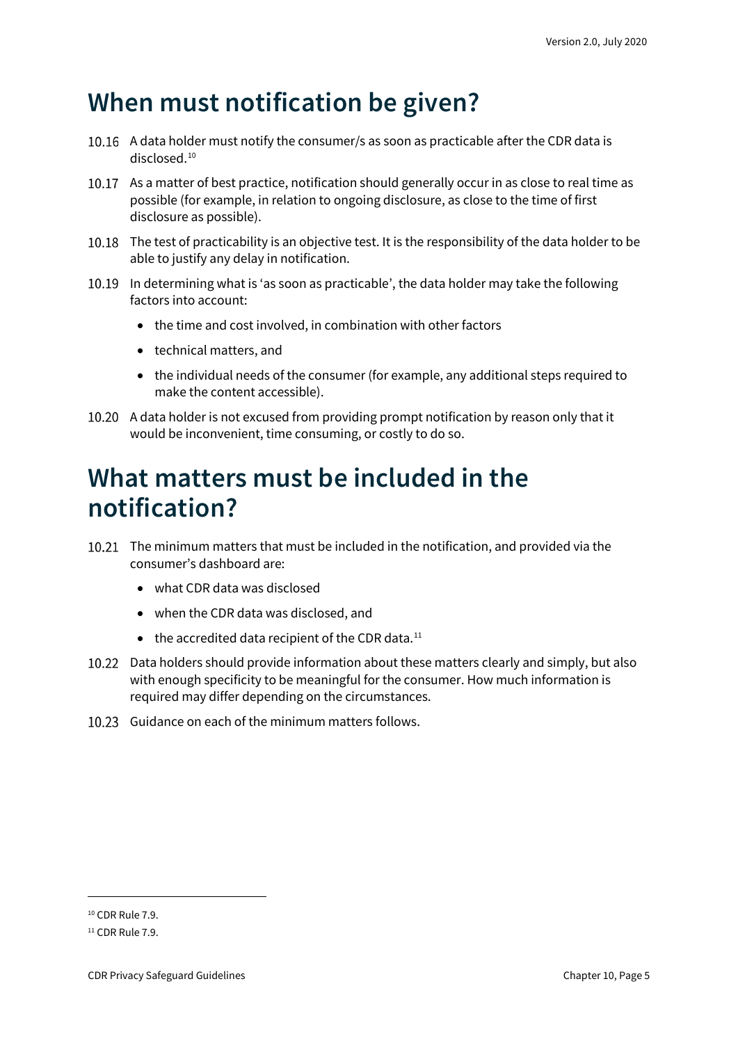## When must notification be given?

10.16 A data holder must notify the consumer/s as soon as practicable after the CDR data is disclosed.[10]

10.17 As a matter of best practice, notification should generally occur in as close to real time as possible (for example, in relation to ongoing disclosure, as close to the time of first disclosure as possible).

10.18 The test of practicability is an objective test. It is the responsibility of the data holder to be able to justify any delay in notification.

10.19 In determining what is 'as soon as practicable', the data holder may take the following factors into account:

- the time and cost involved, in combination with other factors
- technical matters, and
- the individual needs of the consumer (for example, any additional steps required to make the content accessible).

10.20 A data holder is not excused from providing prompt notification by reason only that it would be inconvenient, time consuming, or costly to do so.

## What matters must be included in the notification?

10.21 The minimum matters that must be included in the notification, and provided via the consumer's dashboard are:

- what CDR data was disclosed
- when the CDR data was disclosed, and
- the accredited data recipient of the CDR data.[11]

10.22 Data holders should provide information about these matters clearly and simply, but also with enough specificity to be meaningful for the consumer. How much information is required may differ depending on the circumstances.

10.23 Guidance on each of the minimum matters follows.

---

[10] CDR Rule 7.9.

[11] CDR Rule 7.9.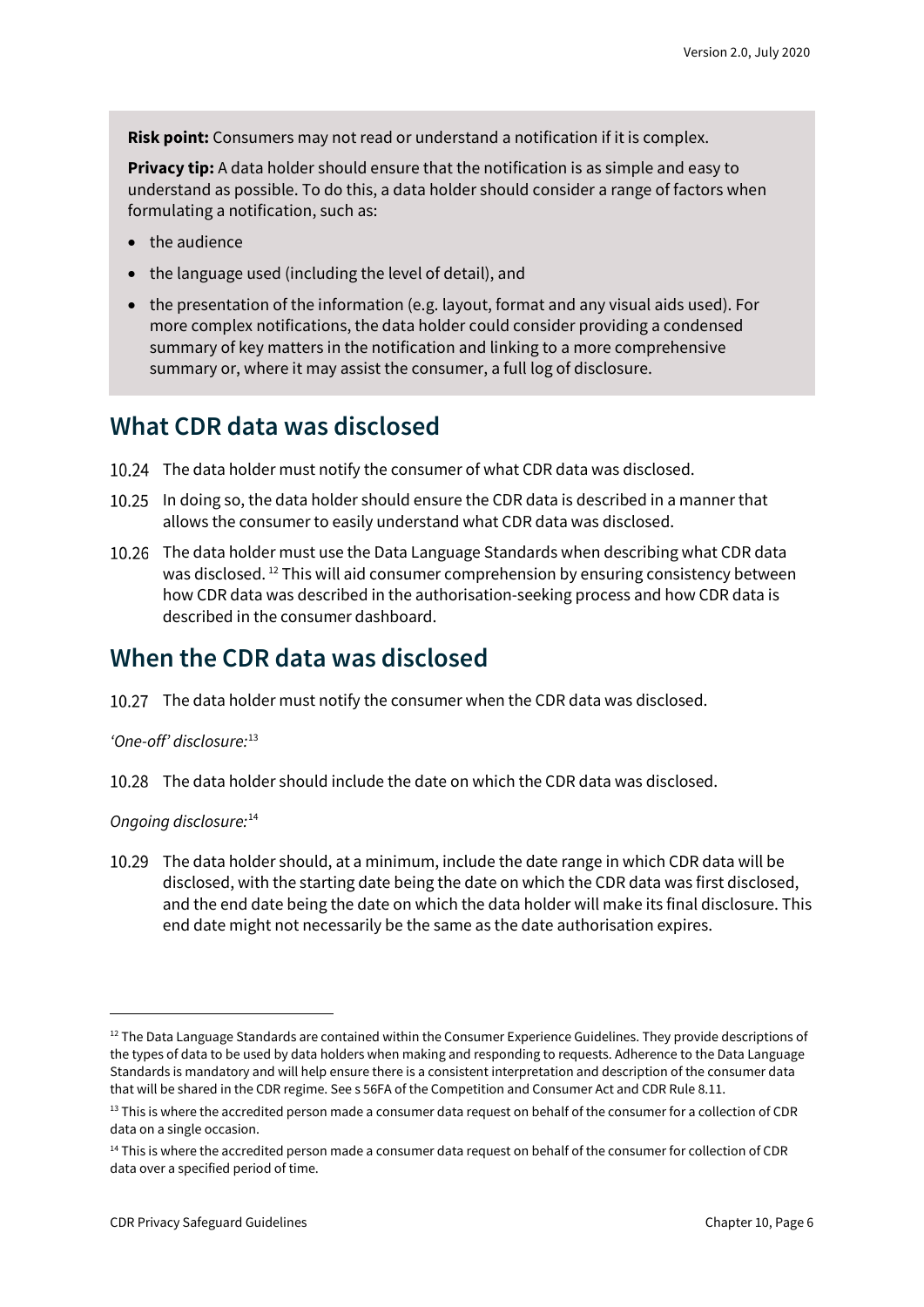**Risk point:** Consumers may not read or understand a notification if it is complex.

**Privacy tip:** A data holder should ensure that the notification is as simple and easy to understand as possible. To do this, a data holder should consider a range of factors when formulating a notification, such as:

- the audience
- the language used (including the level of detail), and
- the presentation of the information (e.g. layout, format and any visual aids used). For more complex notifications, the data holder could consider providing a condensed summary of key matters in the notification and linking to a more comprehensive summary or, where it may assist the consumer, a full log of disclosure.

## What CDR data was disclosed

10.24 The data holder must notify the consumer of what CDR data was disclosed.

10.25 In doing so, the data holder should ensure the CDR data is described in a manner that allows the consumer to easily understand what CDR data was disclosed.

10.26 The data holder must use the Data Language Standards when describing what CDR data was disclosed.[12] This will aid consumer comprehension by ensuring consistency between how CDR data was described in the authorisation-seeking process and how CDR data is described in the consumer dashboard.

## When the CDR data was disclosed

10.27 The data holder must notify the consumer when the CDR data was disclosed.

*'One-off' disclosure:*[13]

10.28 The data holder should include the date on which the CDR data was disclosed.

*Ongoing disclosure:*[14]

10.29 The data holder should, at a minimum, include the date range in which CDR data will be disclosed, with the starting date being the date on which the CDR data was first disclosed, and the end date being the date on which the data holder will make its final disclosure. This end date might not necessarily be the same as the date authorisation expires.

---

[12] The Data Language Standards are contained within the Consumer Experience Guidelines. They provide descriptions of the types of data to be used by data holders when making and responding to requests. Adherence to the Data Language Standards is mandatory and will help ensure there is a consistent interpretation and description of the consumer data that will be shared in the CDR regime. See s 56FA of the Competition and Consumer Act and CDR Rule 8.11.

[13] This is where the accredited person made a consumer data request on behalf of the consumer for a collection of CDR data on a single occasion.

[14] This is where the accredited person made a consumer data request on behalf of the consumer for collection of CDR data over a specified period of time.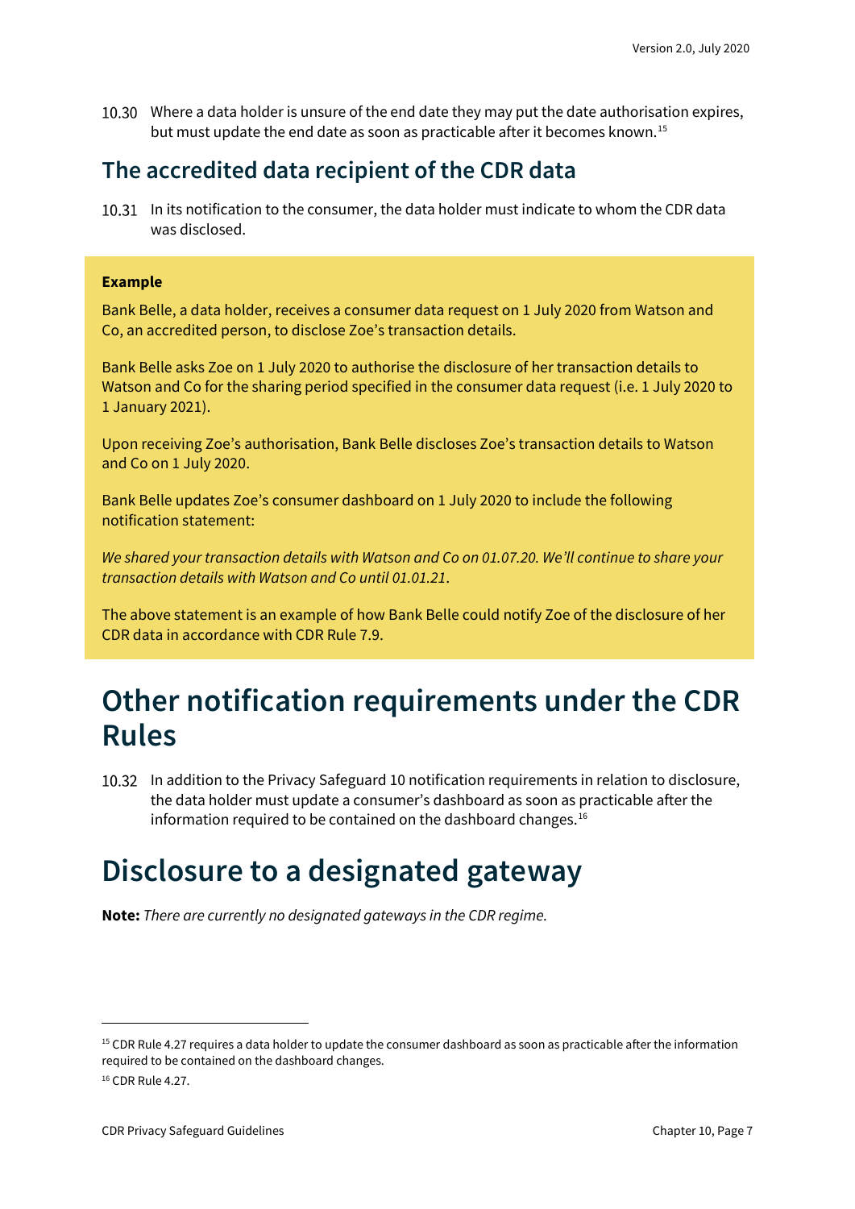10.30 Where a data holder is unsure of the end date they may put the date authorisation expires, but must update the end date as soon as practicable after it becomes known.[15]

## The accredited data recipient of the CDR data

10.31 In its notification to the consumer, the data holder must indicate to whom the CDR data was disclosed.

**Example**

Bank Belle, a data holder, receives a consumer data request on 1 July 2020 from Watson and Co, an accredited person, to disclose Zoe's transaction details.

Bank Belle asks Zoe on 1 July 2020 to authorise the disclosure of her transaction details to Watson and Co for the sharing period specified in the consumer data request (i.e. 1 July 2020 to 1 January 2021).

Upon receiving Zoe's authorisation, Bank Belle discloses Zoe's transaction details to Watson and Co on 1 July 2020.

Bank Belle updates Zoe's consumer dashboard on 1 July 2020 to include the following notification statement:

*We shared your transaction details with Watson and Co on 01.07.20. We'll continue to share your transaction details with Watson and Co until 01.01.21*.

The above statement is an example of how Bank Belle could notify Zoe of the disclosure of her CDR data in accordance with CDR Rule 7.9.

# Other notification requirements under the CDR Rules

10.32 In addition to the Privacy Safeguard 10 notification requirements in relation to disclosure, the data holder must update a consumer's dashboard as soon as practicable after the information required to be contained on the dashboard changes.[16]

# Disclosure to a designated gateway

**Note:** *There are currently no designated gateways in the CDR regime.*

---

[15] CDR Rule 4.27 requires a data holder to update the consumer dashboard as soon as practicable after the information required to be contained on the dashboard changes.

[16] CDR Rule 4.27.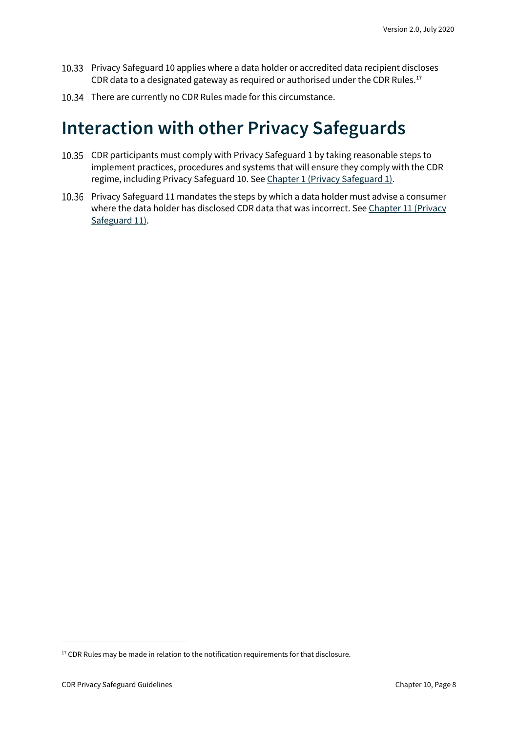10.33 Privacy Safeguard 10 applies where a data holder or accredited data recipient discloses CDR data to a designated gateway as required or authorised under the CDR Rules.[17]

10.34 There are currently no CDR Rules made for this circumstance.

# Interaction with other Privacy Safeguards

10.35 CDR participants must comply with Privacy Safeguard 1 by taking reasonable steps to implement practices, procedures and systems that will ensure they comply with the CDR regime, including Privacy Safeguard 10. See Chapter 1 (Privacy Safeguard 1).

10.36 Privacy Safeguard 11 mandates the steps by which a data holder must advise a consumer where the data holder has disclosed CDR data that was incorrect. See Chapter 11 (Privacy Safeguard 11).

[17] CDR Rules may be made in relation to the notification requirements for that disclosure.